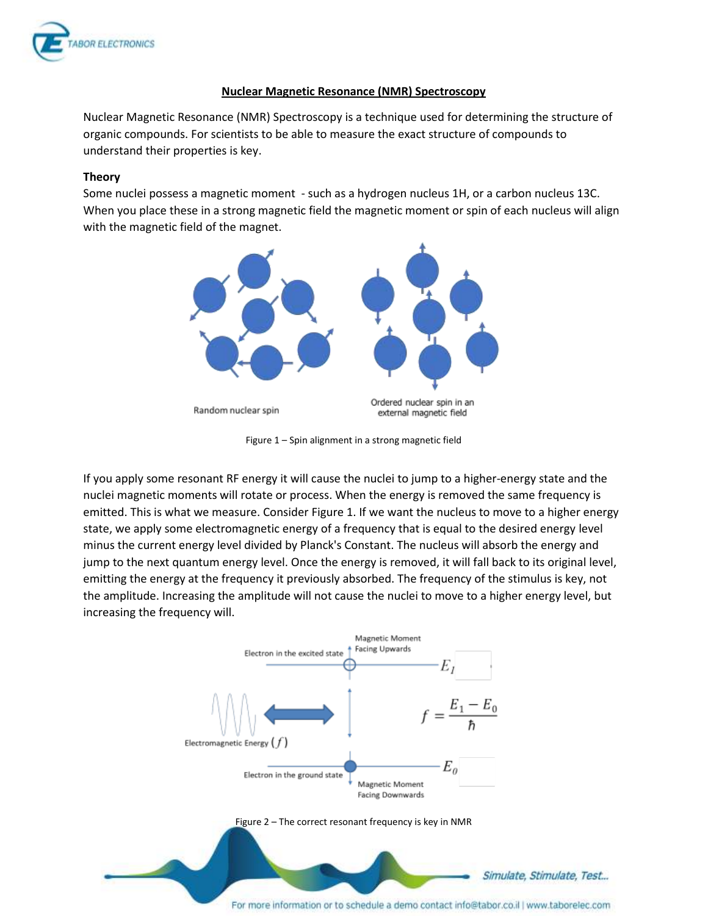# Nuclear Magnetic Resonance (NMR) Spectroscopy

Nuclear Magnetic Resonance (NMR) Spectroscopy is a technique used for determining the structure of organic compounds. For scientists to be able to measure the exact structure of compounds to understand their properties is key.

## Theory

Some nuclei possess a magnetic moment - such as a hydrogen nucleus 1H, or a carbon nucleus 13C. When you place these in a strong magnetic field the magnetic moment or spin of each nucleus will align with the magnetic field of the magnet.

Random nuclear spin

Ordered nuclear spin in an external magnetic field

Figure 1 – Spin alignment in a strong magnetic field

If you apply some resonant RF energy it will cause the nuclei to jump to a higher-energy state and the nuclei magnetic moments will rotate or process. When the energy is removed the same frequency is emitted. This is what we measure. Consider Figure 1. If we want the nucleus to move to a higher energy state, we apply some electromagnetic energy of a frequency that is equal to the desired energy level minus the current energy level divided by Planck's Constant. The nucleus will absorb the energy and jump to the next quantum energy level. Once the energy is removed, it will fall back to its original level, emitting the energy at the frequency it previously absorbed. The frequency of the stimulus is key, not the amplitude. Increasing the amplitude will not cause the nuclei to move to a higher energy level, but increasing the frequency will.

Electron in the excited state — Magnetic Moment Facing Upwards — $E_1$

Electromagnetic Energy ($f$)

$$f = \frac{E_1 - E_0}{\hbar}$$

Electron in the ground state — Magnetic Moment Facing Downwards — $E_0$

Figure 2 – The correct resonant frequency is key in NMR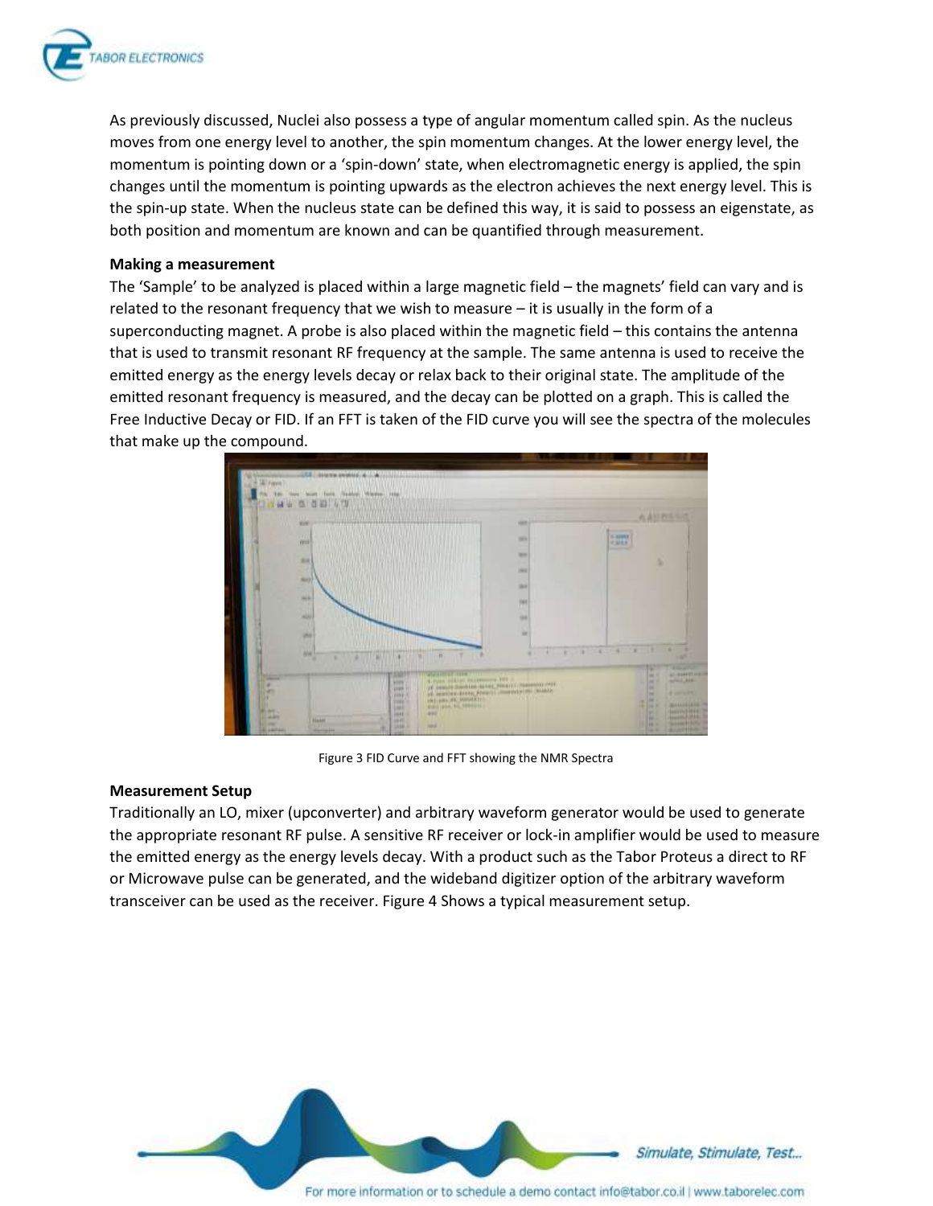As previously discussed, Nuclei also possess a type of angular momentum called spin. As the nucleus moves from one energy level to another, the spin momentum changes. At the lower energy level, the momentum is pointing down or a 'spin-down' state, when electromagnetic energy is applied, the spin changes until the momentum is pointing upwards as the electron achieves the next energy level. This is the spin-up state. When the nucleus state can be defined this way, it is said to possess an eigenstate, as both position and momentum are known and can be quantified through measurement.

**Making a measurement**

The 'Sample' to be analyzed is placed within a large magnetic field – the magnets' field can vary and is related to the resonant frequency that we wish to measure – it is usually in the form of a superconducting magnet. A probe is also placed within the magnetic field – this contains the antenna that is used to transmit resonant RF frequency at the sample. The same antenna is used to receive the emitted energy as the energy levels decay or relax back to their original state. The amplitude of the emitted resonant frequency is measured, and the decay can be plotted on a graph. This is called the Free Inductive Decay or FID. If an FFT is taken of the FID curve you will see the spectra of the molecules that make up the compound.

Figure 3 FID Curve and FFT showing the NMR Spectra

**Measurement Setup**

Traditionally an LO, mixer (upconverter) and arbitrary waveform generator would be used to generate the appropriate resonant RF pulse. A sensitive RF receiver or lock-in amplifier would be used to measure the emitted energy as the energy levels decay. With a product such as the Tabor Proteus a direct to RF or Microwave pulse can be generated, and the wideband digitizer option of the arbitrary waveform transceiver can be used as the receiver. Figure 4 Shows a typical measurement setup.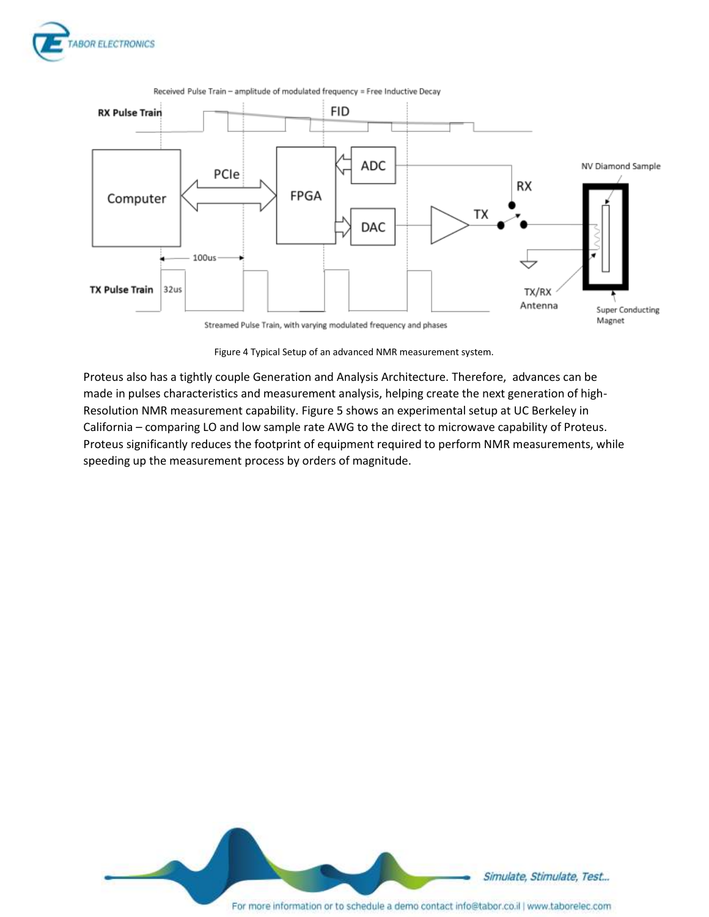Figure 4 Typical Setup of an advanced NMR measurement system.

Proteus also has a tightly couple Generation and Analysis Architecture. Therefore, advances can be made in pulses characteristics and measurement analysis, helping create the next generation of high-Resolution NMR measurement capability. Figure 5 shows an experimental setup at UC Berkeley in California – comparing LO and low sample rate AWG to the direct to microwave capability of Proteus. Proteus significantly reduces the footprint of equipment required to perform NMR measurements, while speeding up the measurement process by orders of magnitude.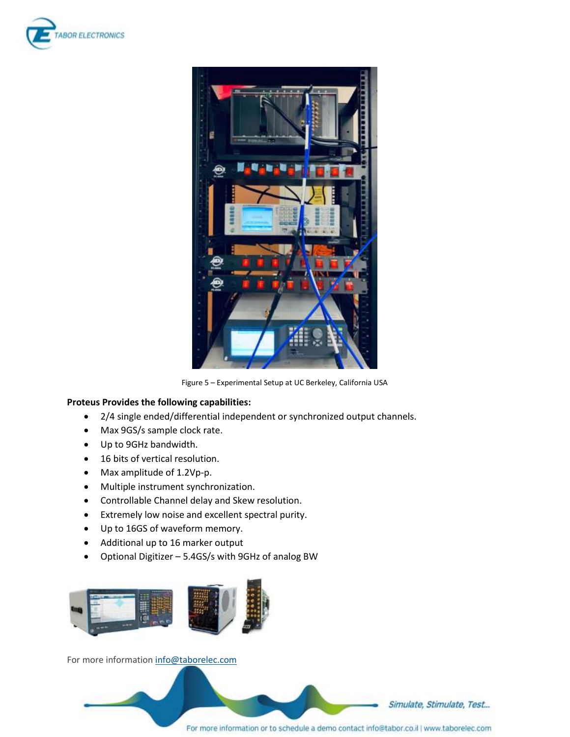Figure 5 – Experimental Setup at UC Berkeley, California USA

**Proteus Provides the following capabilities:**

- 2/4 single ended/differential independent or synchronized output channels.
- Max 9GS/s sample clock rate.
- Up to 9GHz bandwidth.
- 16 bits of vertical resolution.
- Max amplitude of 1.2Vp-p.
- Multiple instrument synchronization.
- Controllable Channel delay and Skew resolution.
- Extremely low noise and excellent spectral purity.
- Up to 16GS of waveform memory.
- Additional up to 16 marker output
- Optional Digitizer – 5.4GS/s with 9GHz of analog BW

For more information info@taborelec.com